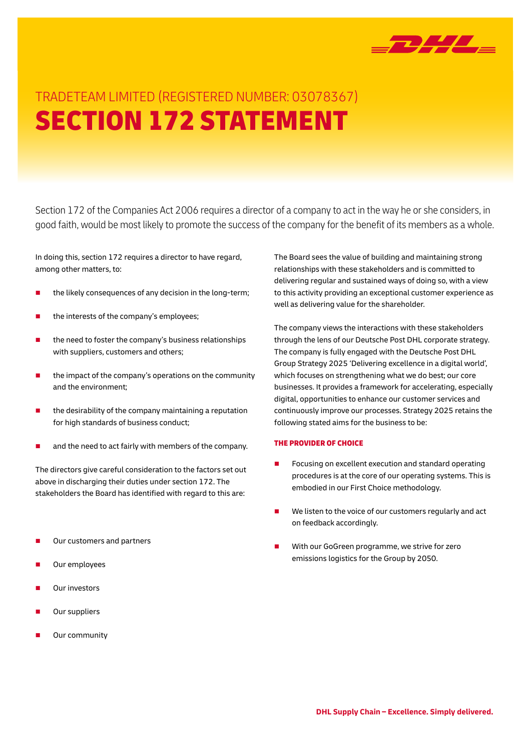# TRADETEAM LIMITED (REGISTERED NUMBER: 03078367)

# SECTION 172 STATEMENT

Section 172 of the Companies Act 2006 requires a director of a company to act in the way he or she considers, in good faith, would be most likely to promote the success of the company for the benefit of its members as a whole.

In doing this, section 172 requires a director to have regard, among other matters, to:

- the likely consequences of any decision in the long-term;
- the interests of the company's employees;
- the need to foster the company's business relationships with suppliers, customers and others;
- the impact of the company's operations on the community and the environment;
- the desirability of the company maintaining a reputation for high standards of business conduct;
- and the need to act fairly with members of the company.

The directors give careful consideration to the factors set out above in discharging their duties under section 172. The stakeholders the Board has identified with regard to this are:

- Our customers and partners
- Our employees
- Our investors
- Our suppliers
- Our community

The Board sees the value of building and maintaining strong relationships with these stakeholders and is committed to delivering regular and sustained ways of doing so, with a view to this activity providing an exceptional customer experience as well as delivering value for the shareholder.

The company views the interactions with these stakeholders through the lens of our Deutsche Post DHL corporate strategy. The company is fully engaged with the Deutsche Post DHL Group Strategy 2025 'Delivering excellence in a digital world', which focuses on strengthening what we do best; our core businesses. It provides a framework for accelerating, especially digital, opportunities to enhance our customer services and continuously improve our processes. Strategy 2025 retains the following stated aims for the business to be:

### THE PROVIDER OF CHOICE

- Focusing on excellent execution and standard operating procedures is at the core of our operating systems. This is embodied in our First Choice methodology.
- We listen to the voice of our customers regularly and act on feedback accordingly.
- With our GoGreen programme, we strive for zero emissions logistics for the Group by 2050.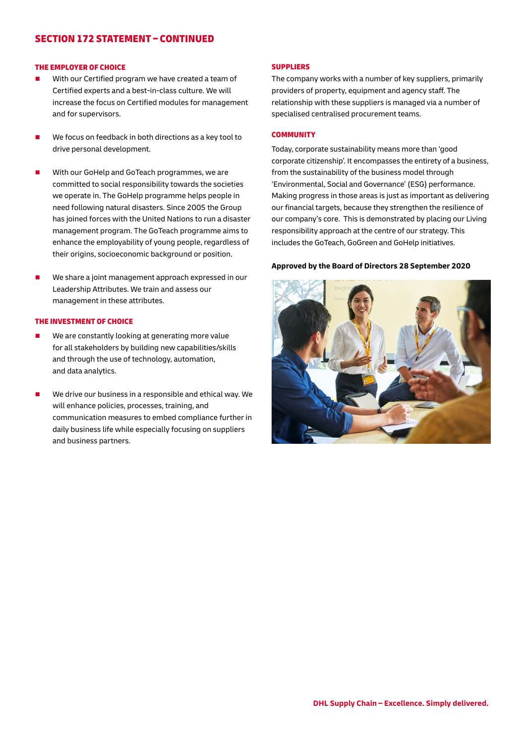## SECTION 172 STATEMENT – CONTINUED

### THE EMPLOYER OF CHOICE

- With our Certified program we have created a team of Certified experts and a best-in-class culture. We will increase the focus on Certified modules for management and for supervisors.
- We focus on feedback in both directions as a key tool to drive personal development.
- With our GoHelp and GoTeach programmes, we are committed to social responsibility towards the societies we operate in. The GoHelp programme helps people in need following natural disasters. Since 2005 the Group has joined forces with the United Nations to run a disaster management program. The GoTeach programme aims to enhance the employability of young people, regardless of their origins, socioeconomic background or position.
- We share a joint management approach expressed in our Leadership Attributes. We train and assess our management in these attributes.

### THE INVESTMENT OF CHOICE

- We are constantly looking at generating more value for all stakeholders by building new capabilities/skills and through the use of technology, automation, and data analytics.
- We drive our business in a responsible and ethical way. We will enhance policies, processes, training, and communication measures to embed compliance further in daily business life while especially focusing on suppliers and business partners.

### SUPPLIERS

The company works with a number of key suppliers, primarily providers of property, equipment and agency staff. The relationship with these suppliers is managed via a number of specialised centralised procurement teams.

### COMMUNITY

Today, corporate sustainability means more than 'good corporate citizenship'. It encompasses the entirety of a business, from the sustainability of the business model through 'Environmental, Social and Governance' (ESG) performance. Making progress in those areas is just as important as delivering our financial targets, because they strengthen the resilience of our company's core. This is demonstrated by placing our Living responsibility approach at the centre of our strategy. This includes the GoTeach, GoGreen and GoHelp initiatives.

**Approved by the Board of Directors 28 September 2020**